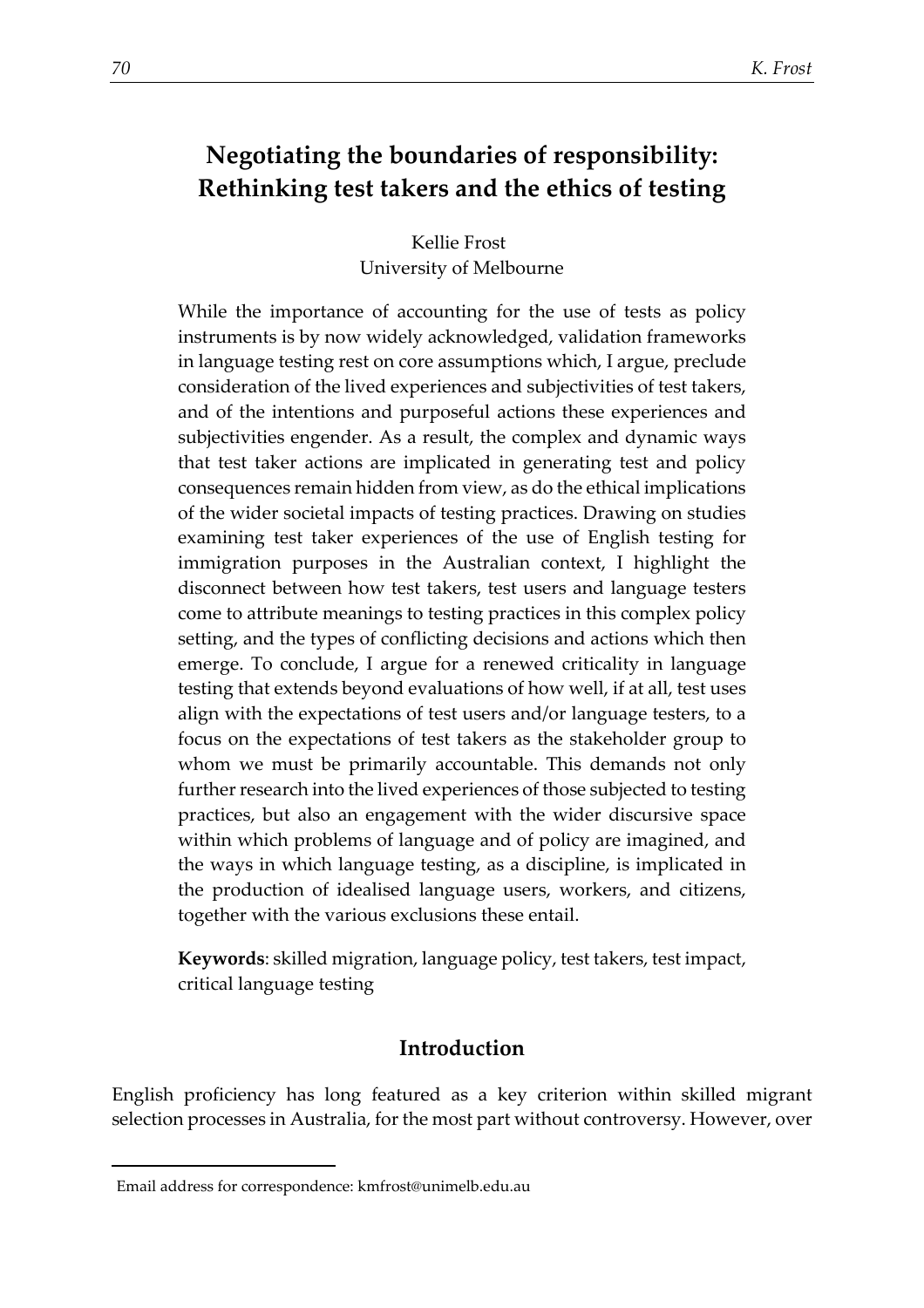# Negotiating the boundaries of responsibility: Rethinking test takers and the ethics of testing

Kellie Frost
University of Melbourne

While the importance of accounting for the use of tests as policy instruments is by now widely acknowledged, validation frameworks in language testing rest on core assumptions which, I argue, preclude consideration of the lived experiences and subjectivities of test takers, and of the intentions and purposeful actions these experiences and subjectivities engender. As a result, the complex and dynamic ways that test taker actions are implicated in generating test and policy consequences remain hidden from view, as do the ethical implications of the wider societal impacts of testing practices. Drawing on studies examining test taker experiences of the use of English testing for immigration purposes in the Australian context, I highlight the disconnect between how test takers, test users and language testers come to attribute meanings to testing practices in this complex policy setting, and the types of conflicting decisions and actions which then emerge. To conclude, I argue for a renewed criticality in language testing that extends beyond evaluations of how well, if at all, test uses align with the expectations of test users and/or language testers, to a focus on the expectations of test takers as the stakeholder group to whom we must be primarily accountable. This demands not only further research into the lived experiences of those subjected to testing practices, but also an engagement with the wider discursive space within which problems of language and of policy are imagined, and the ways in which language testing, as a discipline, is implicated in the production of idealised language users, workers, and citizens, together with the various exclusions these entail.

**Keywords**: skilled migration, language policy, test takers, test impact, critical language testing

## Introduction

English proficiency has long featured as a key criterion within skilled migrant selection processes in Australia, for the most part without controversy. However, over

Email address for correspondence: kmfrost@unimelb.edu.au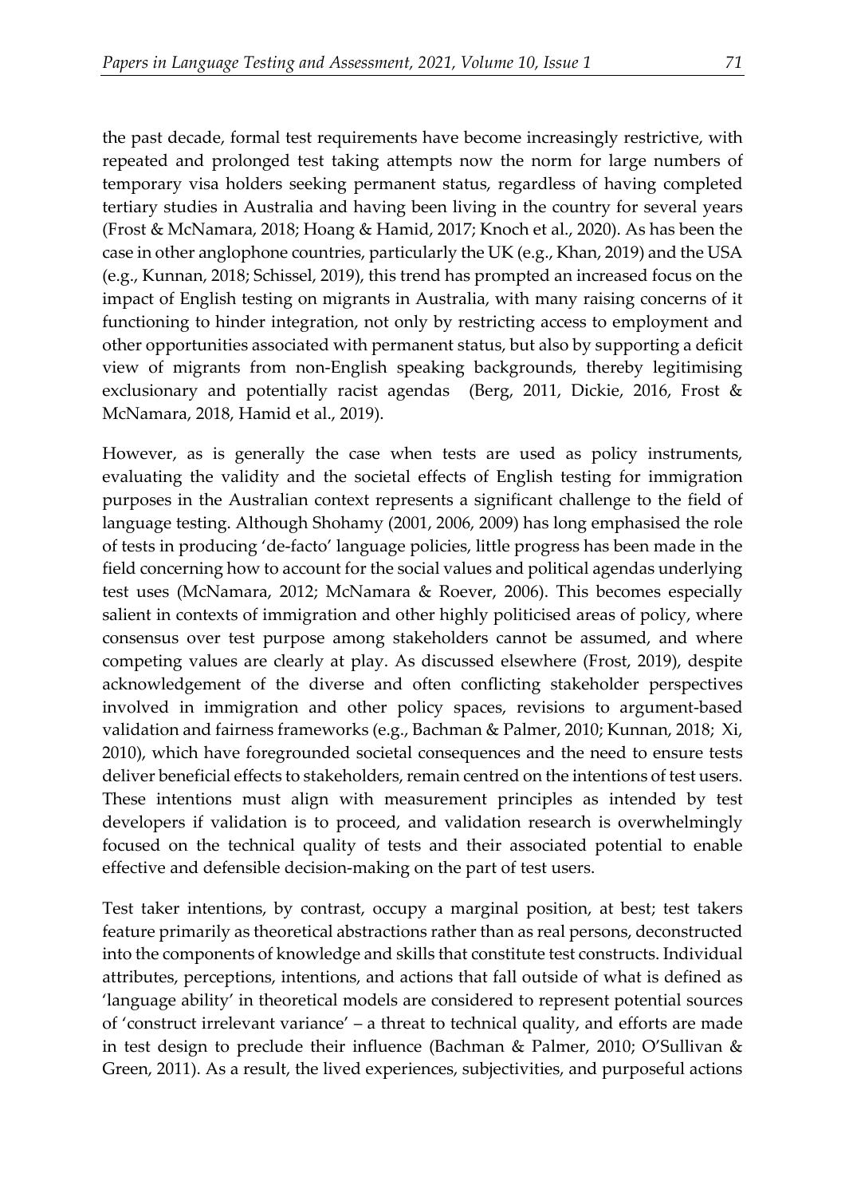the past decade, formal test requirements have become increasingly restrictive, with repeated and prolonged test taking attempts now the norm for large numbers of temporary visa holders seeking permanent status, regardless of having completed tertiary studies in Australia and having been living in the country for several years (Frost & McNamara, 2018; Hoang & Hamid, 2017; Knoch et al., 2020). As has been the case in other anglophone countries, particularly the UK (e.g., Khan, 2019) and the USA (e.g., Kunnan, 2018; Schissel, 2019), this trend has prompted an increased focus on the impact of English testing on migrants in Australia, with many raising concerns of it functioning to hinder integration, not only by restricting access to employment and other opportunities associated with permanent status, but also by supporting a deficit view of migrants from non-English speaking backgrounds, thereby legitimising exclusionary and potentially racist agendas (Berg, 2011, Dickie, 2016, Frost & McNamara, 2018, Hamid et al., 2019).

However, as is generally the case when tests are used as policy instruments, evaluating the validity and the societal effects of English testing for immigration purposes in the Australian context represents a significant challenge to the field of language testing. Although Shohamy (2001, 2006, 2009) has long emphasised the role of tests in producing 'de-facto' language policies, little progress has been made in the field concerning how to account for the social values and political agendas underlying test uses (McNamara, 2012; McNamara & Roever, 2006). This becomes especially salient in contexts of immigration and other highly politicised areas of policy, where consensus over test purpose among stakeholders cannot be assumed, and where competing values are clearly at play. As discussed elsewhere (Frost, 2019), despite acknowledgement of the diverse and often conflicting stakeholder perspectives involved in immigration and other policy spaces, revisions to argument-based validation and fairness frameworks (e.g., Bachman & Palmer, 2010; Kunnan, 2018; Xi, 2010), which have foregrounded societal consequences and the need to ensure tests deliver beneficial effects to stakeholders, remain centred on the intentions of test users. These intentions must align with measurement principles as intended by test developers if validation is to proceed, and validation research is overwhelmingly focused on the technical quality of tests and their associated potential to enable effective and defensible decision-making on the part of test users.

Test taker intentions, by contrast, occupy a marginal position, at best; test takers feature primarily as theoretical abstractions rather than as real persons, deconstructed into the components of knowledge and skills that constitute test constructs. Individual attributes, perceptions, intentions, and actions that fall outside of what is defined as 'language ability' in theoretical models are considered to represent potential sources of 'construct irrelevant variance' – a threat to technical quality, and efforts are made in test design to preclude their influence (Bachman & Palmer, 2010; O'Sullivan & Green, 2011). As a result, the lived experiences, subjectivities, and purposeful actions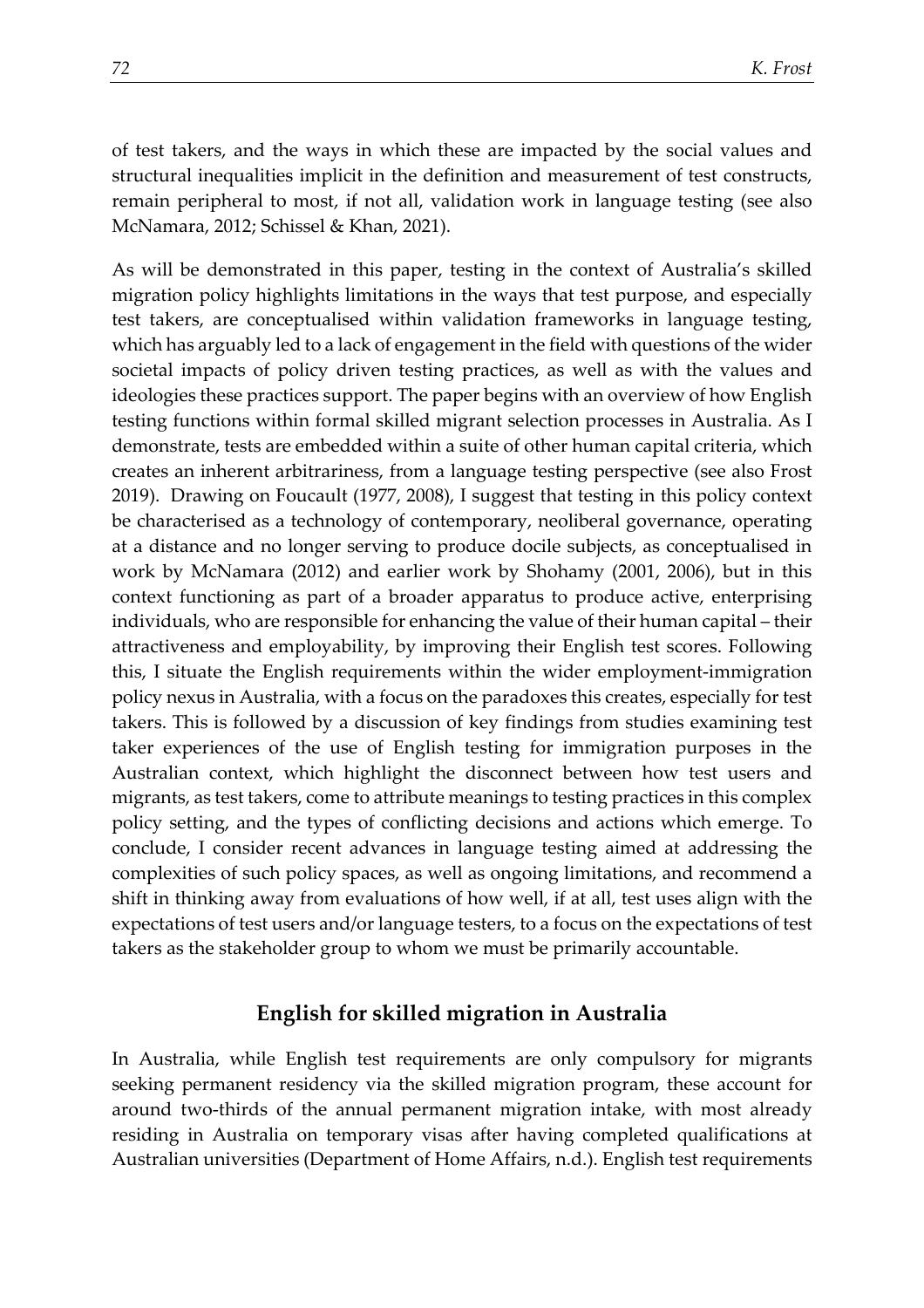of test takers, and the ways in which these are impacted by the social values and structural inequalities implicit in the definition and measurement of test constructs, remain peripheral to most, if not all, validation work in language testing (see also McNamara, 2012; Schissel & Khan, 2021).

As will be demonstrated in this paper, testing in the context of Australia's skilled migration policy highlights limitations in the ways that test purpose, and especially test takers, are conceptualised within validation frameworks in language testing, which has arguably led to a lack of engagement in the field with questions of the wider societal impacts of policy driven testing practices, as well as with the values and ideologies these practices support. The paper begins with an overview of how English testing functions within formal skilled migrant selection processes in Australia. As I demonstrate, tests are embedded within a suite of other human capital criteria, which creates an inherent arbitrariness, from a language testing perspective (see also Frost 2019). Drawing on Foucault (1977, 2008), I suggest that testing in this policy context be characterised as a technology of contemporary, neoliberal governance, operating at a distance and no longer serving to produce docile subjects, as conceptualised in work by McNamara (2012) and earlier work by Shohamy (2001, 2006), but in this context functioning as part of a broader apparatus to produce active, enterprising individuals, who are responsible for enhancing the value of their human capital – their attractiveness and employability, by improving their English test scores. Following this, I situate the English requirements within the wider employment-immigration policy nexus in Australia, with a focus on the paradoxes this creates, especially for test takers. This is followed by a discussion of key findings from studies examining test taker experiences of the use of English testing for immigration purposes in the Australian context, which highlight the disconnect between how test users and migrants, as test takers, come to attribute meanings to testing practices in this complex policy setting, and the types of conflicting decisions and actions which emerge. To conclude, I consider recent advances in language testing aimed at addressing the complexities of such policy spaces, as well as ongoing limitations, and recommend a shift in thinking away from evaluations of how well, if at all, test uses align with the expectations of test users and/or language testers, to a focus on the expectations of test takers as the stakeholder group to whom we must be primarily accountable.

## English for skilled migration in Australia

In Australia, while English test requirements are only compulsory for migrants seeking permanent residency via the skilled migration program, these account for around two-thirds of the annual permanent migration intake, with most already residing in Australia on temporary visas after having completed qualifications at Australian universities (Department of Home Affairs, n.d.). English test requirements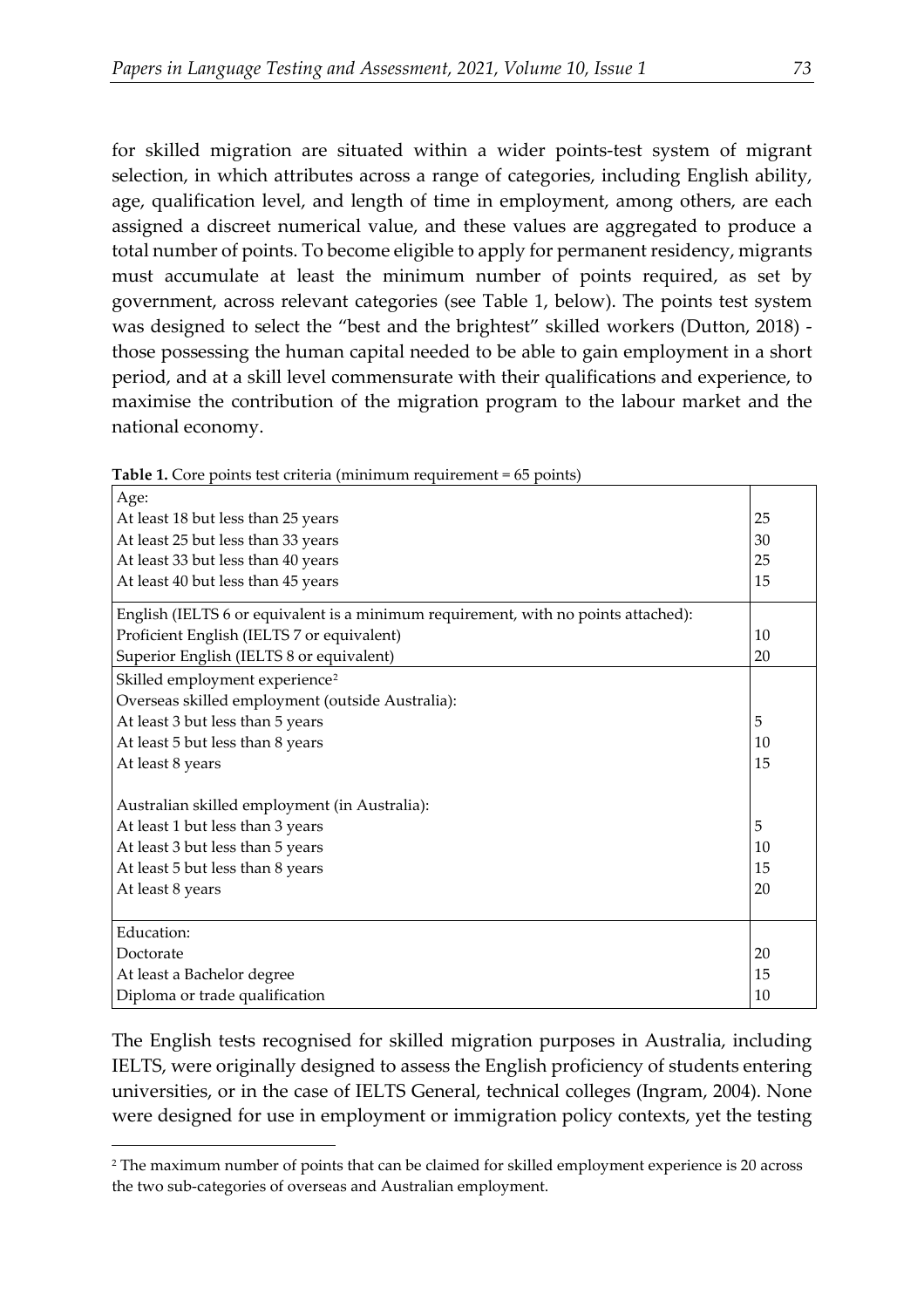for skilled migration are situated within a wider points-test system of migrant selection, in which attributes across a range of categories, including English ability, age, qualification level, and length of time in employment, among others, are each assigned a discreet numerical value, and these values are aggregated to produce a total number of points. To become eligible to apply for permanent residency, migrants must accumulate at least the minimum number of points required, as set by government, across relevant categories (see Table 1, below). The points test system was designed to select the "best and the brightest" skilled workers (Dutton, 2018) - those possessing the human capital needed to be able to gain employment in a short period, and at a skill level commensurate with their qualifications and experience, to maximise the contribution of the migration program to the labour market and the national economy.

**Table 1.** Core points test criteria (minimum requirement = 65 points)

| Criteria | Points |
|---|---|
| Age: | |
| At least 18 but less than 25 years | 25 |
| At least 25 but less than 33 years | 30 |
| At least 33 but less than 40 years | 25 |
| At least 40 but less than 45 years | 15 |
| English (IELTS 6 or equivalent is a minimum requirement, with no points attached): | |
| Proficient English (IELTS 7 or equivalent) | 10 |
| Superior English (IELTS 8 or equivalent) | 20 |
| Skilled employment experience[2] | |
| Overseas skilled employment (outside Australia): | |
| At least 3 but less than 5 years | 5 |
| At least 5 but less than 8 years | 10 |
| At least 8 years | 15 |
| Australian skilled employment (in Australia): | |
| At least 1 but less than 3 years | 5 |
| At least 3 but less than 5 years | 10 |
| At least 5 but less than 8 years | 15 |
| At least 8 years | 20 |
| Education: | |
| Doctorate | 20 |
| At least a Bachelor degree | 15 |
| Diploma or trade qualification | 10 |

The English tests recognised for skilled migration purposes in Australia, including IELTS, were originally designed to assess the English proficiency of students entering universities, or in the case of IELTS General, technical colleges (Ingram, 2004). None were designed for use in employment or immigration policy contexts, yet the testing

[2] The maximum number of points that can be claimed for skilled employment experience is 20 across the two sub-categories of overseas and Australian employment.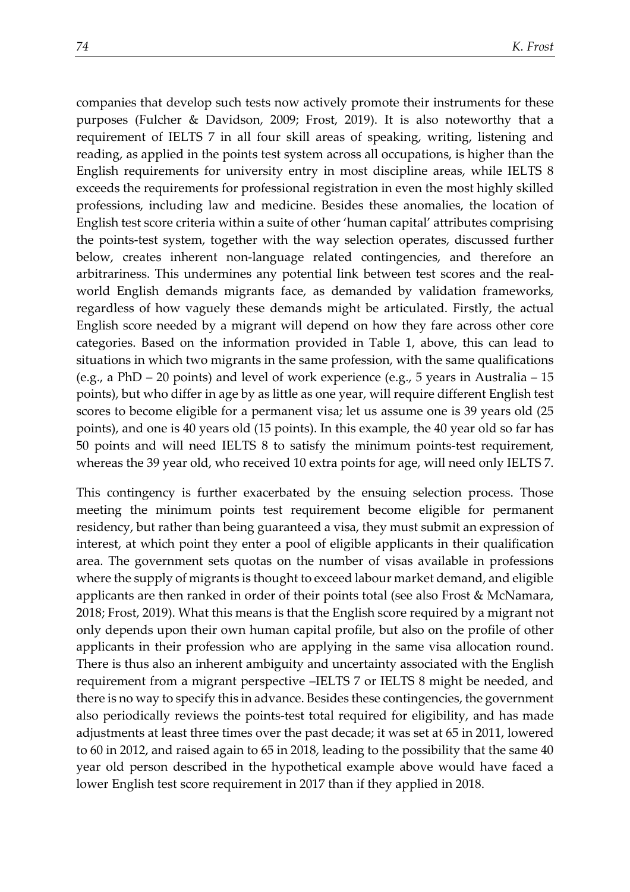companies that develop such tests now actively promote their instruments for these purposes (Fulcher & Davidson, 2009; Frost, 2019). It is also noteworthy that a requirement of IELTS 7 in all four skill areas of speaking, writing, listening and reading, as applied in the points test system across all occupations, is higher than the English requirements for university entry in most discipline areas, while IELTS 8 exceeds the requirements for professional registration in even the most highly skilled professions, including law and medicine. Besides these anomalies, the location of English test score criteria within a suite of other 'human capital' attributes comprising the points-test system, together with the way selection operates, discussed further below, creates inherent non-language related contingencies, and therefore an arbitrariness. This undermines any potential link between test scores and the real-world English demands migrants face, as demanded by validation frameworks, regardless of how vaguely these demands might be articulated. Firstly, the actual English score needed by a migrant will depend on how they fare across other core categories. Based on the information provided in Table 1, above, this can lead to situations in which two migrants in the same profession, with the same qualifications (e.g., a PhD – 20 points) and level of work experience (e.g., 5 years in Australia – 15 points), but who differ in age by as little as one year, will require different English test scores to become eligible for a permanent visa; let us assume one is 39 years old (25 points), and one is 40 years old (15 points). In this example, the 40 year old so far has 50 points and will need IELTS 8 to satisfy the minimum points-test requirement, whereas the 39 year old, who received 10 extra points for age, will need only IELTS 7.

This contingency is further exacerbated by the ensuing selection process. Those meeting the minimum points test requirement become eligible for permanent residency, but rather than being guaranteed a visa, they must submit an expression of interest, at which point they enter a pool of eligible applicants in their qualification area. The government sets quotas on the number of visas available in professions where the supply of migrants is thought to exceed labour market demand, and eligible applicants are then ranked in order of their points total (see also Frost & McNamara, 2018; Frost, 2019). What this means is that the English score required by a migrant not only depends upon their own human capital profile, but also on the profile of other applicants in their profession who are applying in the same visa allocation round. There is thus also an inherent ambiguity and uncertainty associated with the English requirement from a migrant perspective –IELTS 7 or IELTS 8 might be needed, and there is no way to specify this in advance. Besides these contingencies, the government also periodically reviews the points-test total required for eligibility, and has made adjustments at least three times over the past decade; it was set at 65 in 2011, lowered to 60 in 2012, and raised again to 65 in 2018, leading to the possibility that the same 40 year old person described in the hypothetical example above would have faced a lower English test score requirement in 2017 than if they applied in 2018.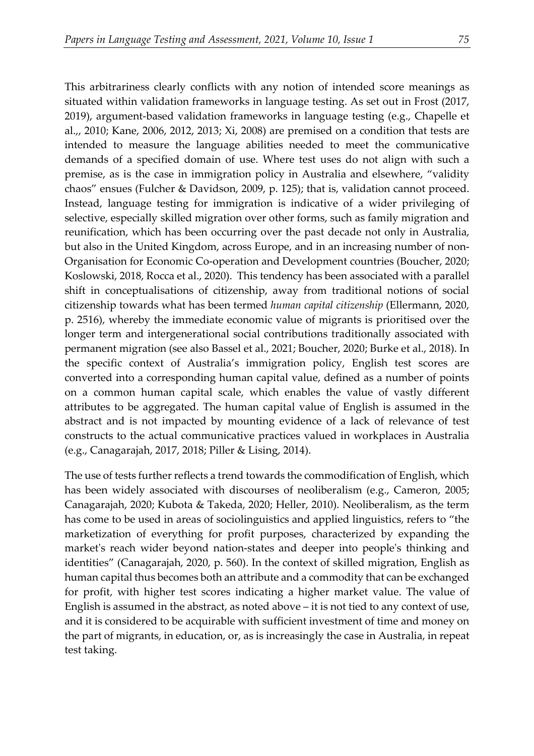This arbitrariness clearly conflicts with any notion of intended score meanings as situated within validation frameworks in language testing. As set out in Frost (2017, 2019), argument-based validation frameworks in language testing (e.g., Chapelle et al.,, 2010; Kane, 2006, 2012, 2013; Xi, 2008) are premised on a condition that tests are intended to measure the language abilities needed to meet the communicative demands of a specified domain of use. Where test uses do not align with such a premise, as is the case in immigration policy in Australia and elsewhere, "validity chaos" ensues (Fulcher & Davidson, 2009, p. 125); that is, validation cannot proceed. Instead, language testing for immigration is indicative of a wider privileging of selective, especially skilled migration over other forms, such as family migration and reunification, which has been occurring over the past decade not only in Australia, but also in the United Kingdom, across Europe, and in an increasing number of non-Organisation for Economic Co-operation and Development countries (Boucher, 2020; Koslowski, 2018, Rocca et al., 2020). This tendency has been associated with a parallel shift in conceptualisations of citizenship, away from traditional notions of social citizenship towards what has been termed *human capital citizenship* (Ellermann, 2020, p. 2516), whereby the immediate economic value of migrants is prioritised over the longer term and intergenerational social contributions traditionally associated with permanent migration (see also Bassel et al., 2021; Boucher, 2020; Burke et al., 2018). In the specific context of Australia's immigration policy, English test scores are converted into a corresponding human capital value, defined as a number of points on a common human capital scale, which enables the value of vastly different attributes to be aggregated. The human capital value of English is assumed in the abstract and is not impacted by mounting evidence of a lack of relevance of test constructs to the actual communicative practices valued in workplaces in Australia (e.g., Canagarajah, 2017, 2018; Piller & Lising, 2014).

The use of tests further reflects a trend towards the commodification of English, which has been widely associated with discourses of neoliberalism (e.g., Cameron, 2005; Canagarajah, 2020; Kubota & Takeda, 2020; Heller, 2010). Neoliberalism, as the term has come to be used in areas of sociolinguistics and applied linguistics, refers to "the marketization of everything for profit purposes, characterized by expanding the market's reach wider beyond nation-states and deeper into people's thinking and identities" (Canagarajah, 2020, p. 560). In the context of skilled migration, English as human capital thus becomes both an attribute and a commodity that can be exchanged for profit, with higher test scores indicating a higher market value. The value of English is assumed in the abstract, as noted above – it is not tied to any context of use, and it is considered to be acquirable with sufficient investment of time and money on the part of migrants, in education, or, as is increasingly the case in Australia, in repeat test taking.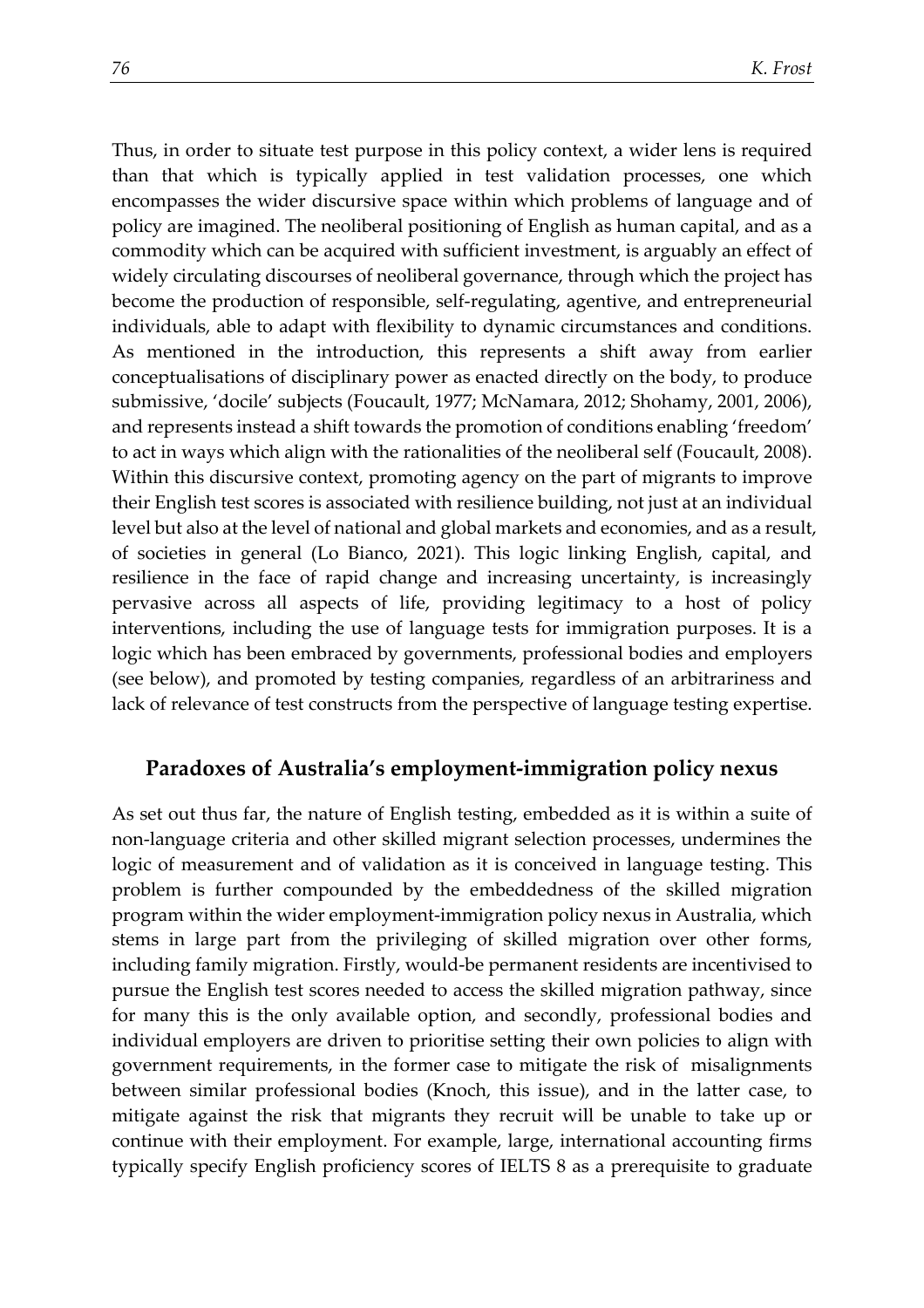Thus, in order to situate test purpose in this policy context, a wider lens is required than that which is typically applied in test validation processes, one which encompasses the wider discursive space within which problems of language and of policy are imagined. The neoliberal positioning of English as human capital, and as a commodity which can be acquired with sufficient investment, is arguably an effect of widely circulating discourses of neoliberal governance, through which the project has become the production of responsible, self-regulating, agentive, and entrepreneurial individuals, able to adapt with flexibility to dynamic circumstances and conditions. As mentioned in the introduction, this represents a shift away from earlier conceptualisations of disciplinary power as enacted directly on the body, to produce submissive, 'docile' subjects (Foucault, 1977; McNamara, 2012; Shohamy, 2001, 2006), and represents instead a shift towards the promotion of conditions enabling 'freedom' to act in ways which align with the rationalities of the neoliberal self (Foucault, 2008). Within this discursive context, promoting agency on the part of migrants to improve their English test scores is associated with resilience building, not just at an individual level but also at the level of national and global markets and economies, and as a result, of societies in general (Lo Bianco, 2021). This logic linking English, capital, and resilience in the face of rapid change and increasing uncertainty, is increasingly pervasive across all aspects of life, providing legitimacy to a host of policy interventions, including the use of language tests for immigration purposes. It is a logic which has been embraced by governments, professional bodies and employers (see below), and promoted by testing companies, regardless of an arbitrariness and lack of relevance of test constructs from the perspective of language testing expertise.

## Paradoxes of Australia's employment-immigration policy nexus

As set out thus far, the nature of English testing, embedded as it is within a suite of non-language criteria and other skilled migrant selection processes, undermines the logic of measurement and of validation as it is conceived in language testing. This problem is further compounded by the embeddedness of the skilled migration program within the wider employment-immigration policy nexus in Australia, which stems in large part from the privileging of skilled migration over other forms, including family migration. Firstly, would-be permanent residents are incentivised to pursue the English test scores needed to access the skilled migration pathway, since for many this is the only available option, and secondly, professional bodies and individual employers are driven to prioritise setting their own policies to align with government requirements, in the former case to mitigate the risk of misalignments between similar professional bodies (Knoch, this issue), and in the latter case, to mitigate against the risk that migrants they recruit will be unable to take up or continue with their employment. For example, large, international accounting firms typically specify English proficiency scores of IELTS 8 as a prerequisite to graduate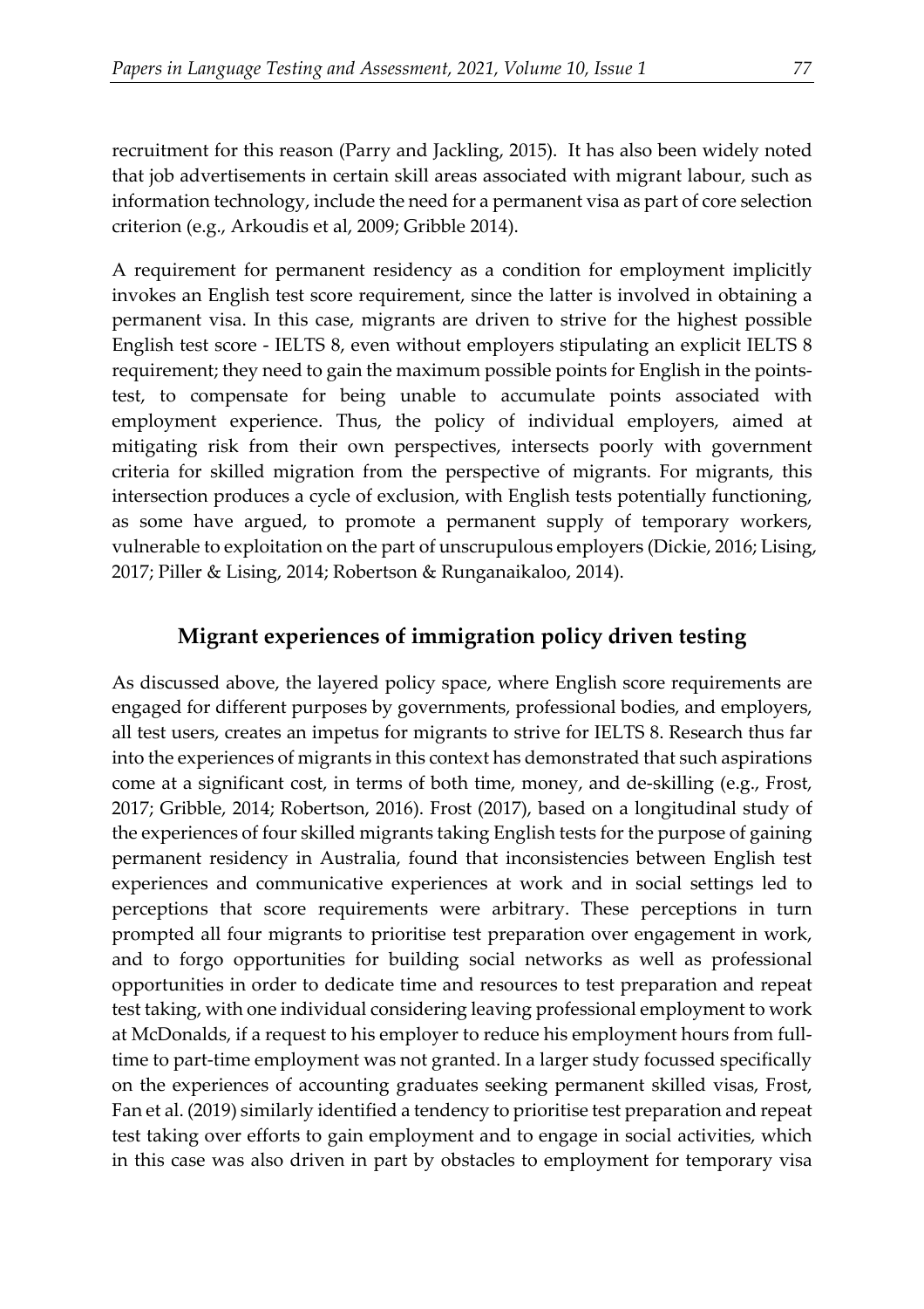recruitment for this reason (Parry and Jackling, 2015). It has also been widely noted that job advertisements in certain skill areas associated with migrant labour, such as information technology, include the need for a permanent visa as part of core selection criterion (e.g., Arkoudis et al, 2009; Gribble 2014).

A requirement for permanent residency as a condition for employment implicitly invokes an English test score requirement, since the latter is involved in obtaining a permanent visa. In this case, migrants are driven to strive for the highest possible English test score - IELTS 8, even without employers stipulating an explicit IELTS 8 requirement; they need to gain the maximum possible points for English in the points-test, to compensate for being unable to accumulate points associated with employment experience. Thus, the policy of individual employers, aimed at mitigating risk from their own perspectives, intersects poorly with government criteria for skilled migration from the perspective of migrants. For migrants, this intersection produces a cycle of exclusion, with English tests potentially functioning, as some have argued, to promote a permanent supply of temporary workers, vulnerable to exploitation on the part of unscrupulous employers (Dickie, 2016; Lising, 2017; Piller & Lising, 2014; Robertson & Runganaikaloo, 2014).

## Migrant experiences of immigration policy driven testing

As discussed above, the layered policy space, where English score requirements are engaged for different purposes by governments, professional bodies, and employers, all test users, creates an impetus for migrants to strive for IELTS 8. Research thus far into the experiences of migrants in this context has demonstrated that such aspirations come at a significant cost, in terms of both time, money, and de-skilling (e.g., Frost, 2017; Gribble, 2014; Robertson, 2016). Frost (2017), based on a longitudinal study of the experiences of four skilled migrants taking English tests for the purpose of gaining permanent residency in Australia, found that inconsistencies between English test experiences and communicative experiences at work and in social settings led to perceptions that score requirements were arbitrary. These perceptions in turn prompted all four migrants to prioritise test preparation over engagement in work, and to forgo opportunities for building social networks as well as professional opportunities in order to dedicate time and resources to test preparation and repeat test taking, with one individual considering leaving professional employment to work at McDonalds, if a request to his employer to reduce his employment hours from full-time to part-time employment was not granted. In a larger study focussed specifically on the experiences of accounting graduates seeking permanent skilled visas, Frost, Fan et al. (2019) similarly identified a tendency to prioritise test preparation and repeat test taking over efforts to gain employment and to engage in social activities, which in this case was also driven in part by obstacles to employment for temporary visa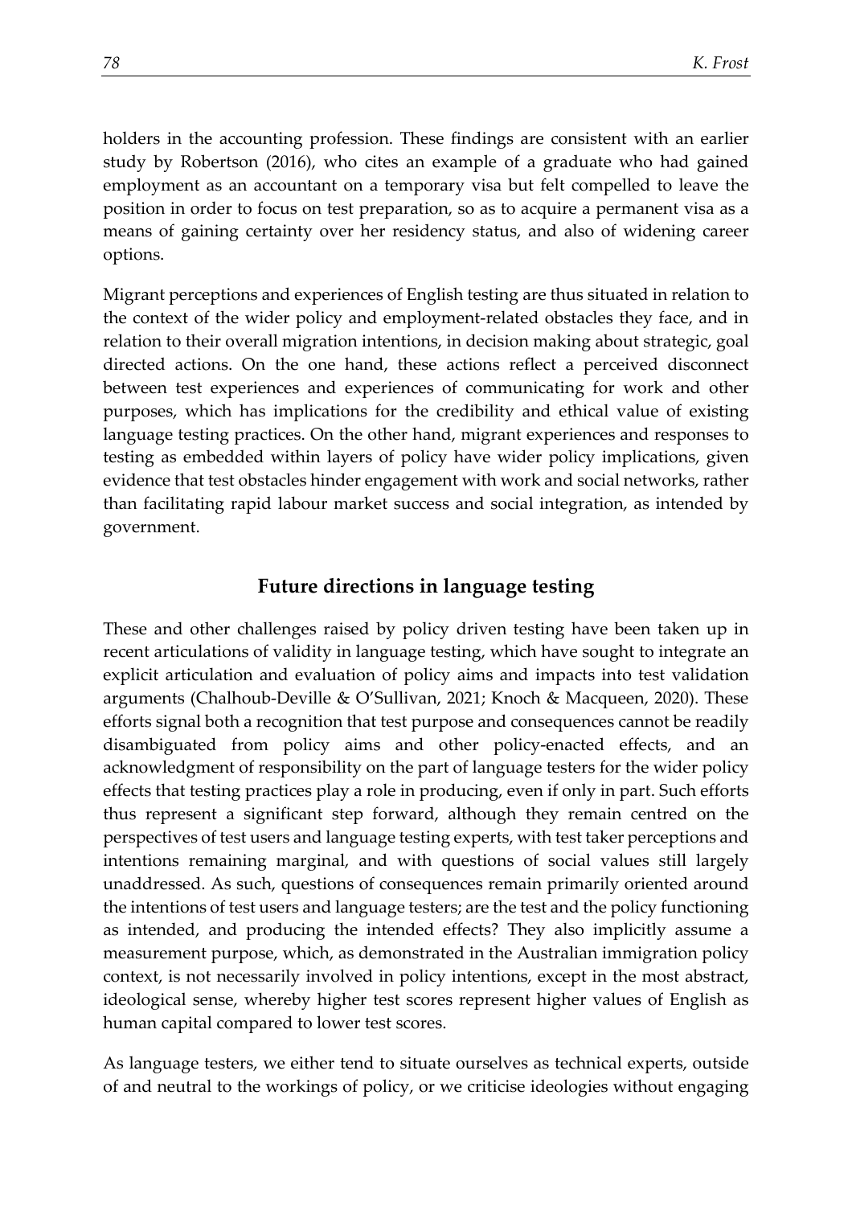holders in the accounting profession. These findings are consistent with an earlier study by Robertson (2016), who cites an example of a graduate who had gained employment as an accountant on a temporary visa but felt compelled to leave the position in order to focus on test preparation, so as to acquire a permanent visa as a means of gaining certainty over her residency status, and also of widening career options.

Migrant perceptions and experiences of English testing are thus situated in relation to the context of the wider policy and employment-related obstacles they face, and in relation to their overall migration intentions, in decision making about strategic, goal directed actions. On the one hand, these actions reflect a perceived disconnect between test experiences and experiences of communicating for work and other purposes, which has implications for the credibility and ethical value of existing language testing practices. On the other hand, migrant experiences and responses to testing as embedded within layers of policy have wider policy implications, given evidence that test obstacles hinder engagement with work and social networks, rather than facilitating rapid labour market success and social integration, as intended by government.

## Future directions in language testing

These and other challenges raised by policy driven testing have been taken up in recent articulations of validity in language testing, which have sought to integrate an explicit articulation and evaluation of policy aims and impacts into test validation arguments (Chalhoub-Deville & O'Sullivan, 2021; Knoch & Macqueen, 2020). These efforts signal both a recognition that test purpose and consequences cannot be readily disambiguated from policy aims and other policy-enacted effects, and an acknowledgment of responsibility on the part of language testers for the wider policy effects that testing practices play a role in producing, even if only in part. Such efforts thus represent a significant step forward, although they remain centred on the perspectives of test users and language testing experts, with test taker perceptions and intentions remaining marginal, and with questions of social values still largely unaddressed. As such, questions of consequences remain primarily oriented around the intentions of test users and language testers; are the test and the policy functioning as intended, and producing the intended effects? They also implicitly assume a measurement purpose, which, as demonstrated in the Australian immigration policy context, is not necessarily involved in policy intentions, except in the most abstract, ideological sense, whereby higher test scores represent higher values of English as human capital compared to lower test scores.

As language testers, we either tend to situate ourselves as technical experts, outside of and neutral to the workings of policy, or we criticise ideologies without engaging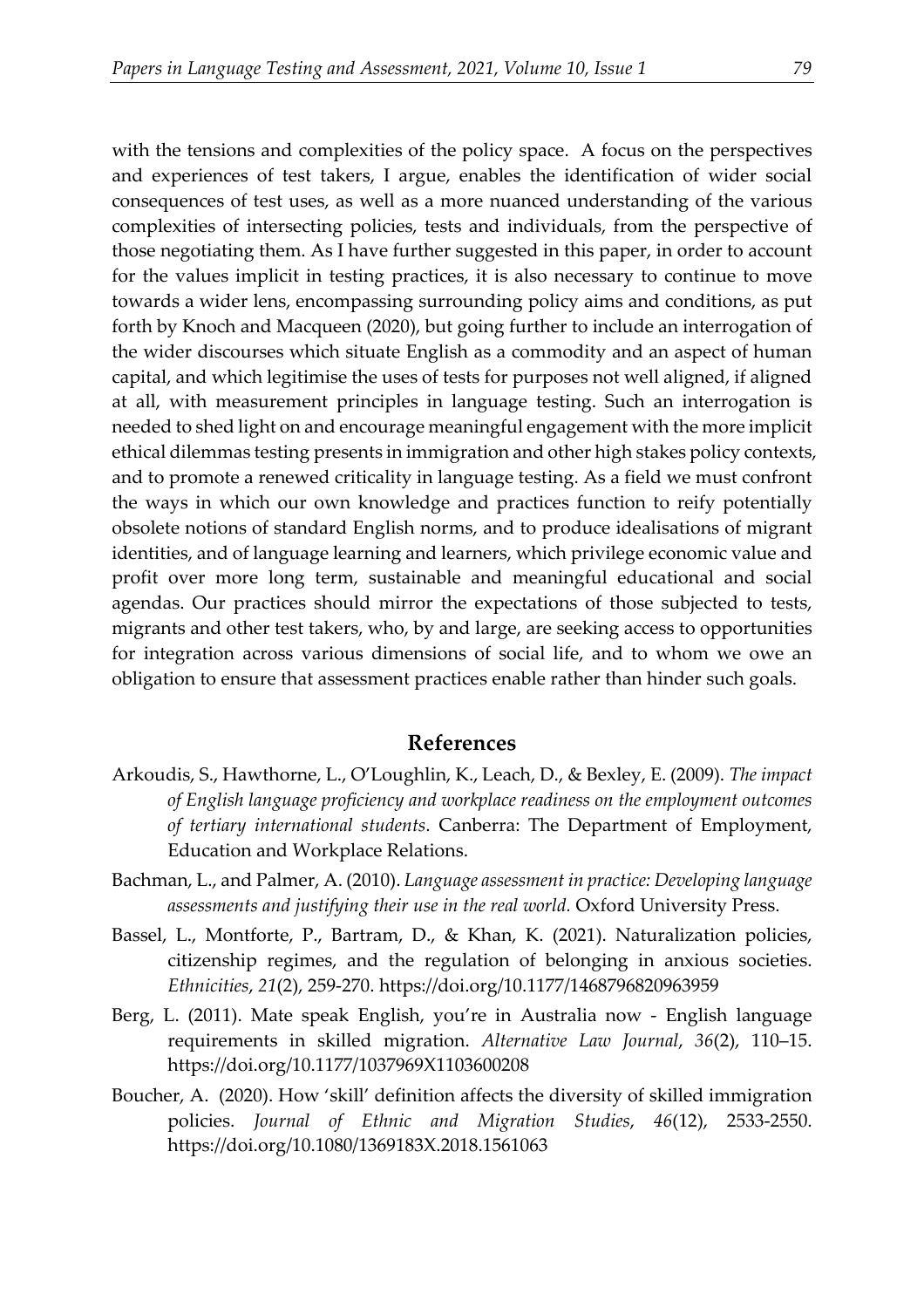with the tensions and complexities of the policy space. A focus on the perspectives and experiences of test takers, I argue, enables the identification of wider social consequences of test uses, as well as a more nuanced understanding of the various complexities of intersecting policies, tests and individuals, from the perspective of those negotiating them. As I have further suggested in this paper, in order to account for the values implicit in testing practices, it is also necessary to continue to move towards a wider lens, encompassing surrounding policy aims and conditions, as put forth by Knoch and Macqueen (2020), but going further to include an interrogation of the wider discourses which situate English as a commodity and an aspect of human capital, and which legitimise the uses of tests for purposes not well aligned, if aligned at all, with measurement principles in language testing. Such an interrogation is needed to shed light on and encourage meaningful engagement with the more implicit ethical dilemmas testing presents in immigration and other high stakes policy contexts, and to promote a renewed criticality in language testing. As a field we must confront the ways in which our own knowledge and practices function to reify potentially obsolete notions of standard English norms, and to produce idealisations of migrant identities, and of language learning and learners, which privilege economic value and profit over more long term, sustainable and meaningful educational and social agendas. Our practices should mirror the expectations of those subjected to tests, migrants and other test takers, who, by and large, are seeking access to opportunities for integration across various dimensions of social life, and to whom we owe an obligation to ensure that assessment practices enable rather than hinder such goals.

## References

Arkoudis, S., Hawthorne, L., O'Loughlin, K., Leach, D., & Bexley, E. (2009). *The impact of English language proficiency and workplace readiness on the employment outcomes of tertiary international students*. Canberra: The Department of Employment, Education and Workplace Relations.

Bachman, L., and Palmer, A. (2010). *Language assessment in practice: Developing language assessments and justifying their use in the real world.* Oxford University Press.

Bassel, L., Montforte, P., Bartram, D., & Khan, K. (2021). Naturalization policies, citizenship regimes, and the regulation of belonging in anxious societies. *Ethnicities*, *21*(2), 259-270. https://doi.org/10.1177/1468796820963959

Berg, L. (2011). Mate speak English, you're in Australia now - English language requirements in skilled migration. *Alternative Law Journal*, *36*(2), 110–15. https://doi.org/10.1177/1037969X1103600208

Boucher, A. (2020). How 'skill' definition affects the diversity of skilled immigration policies. *Journal of Ethnic and Migration Studies*, *46*(12), 2533-2550. https://doi.org/10.1080/1369183X.2018.1561063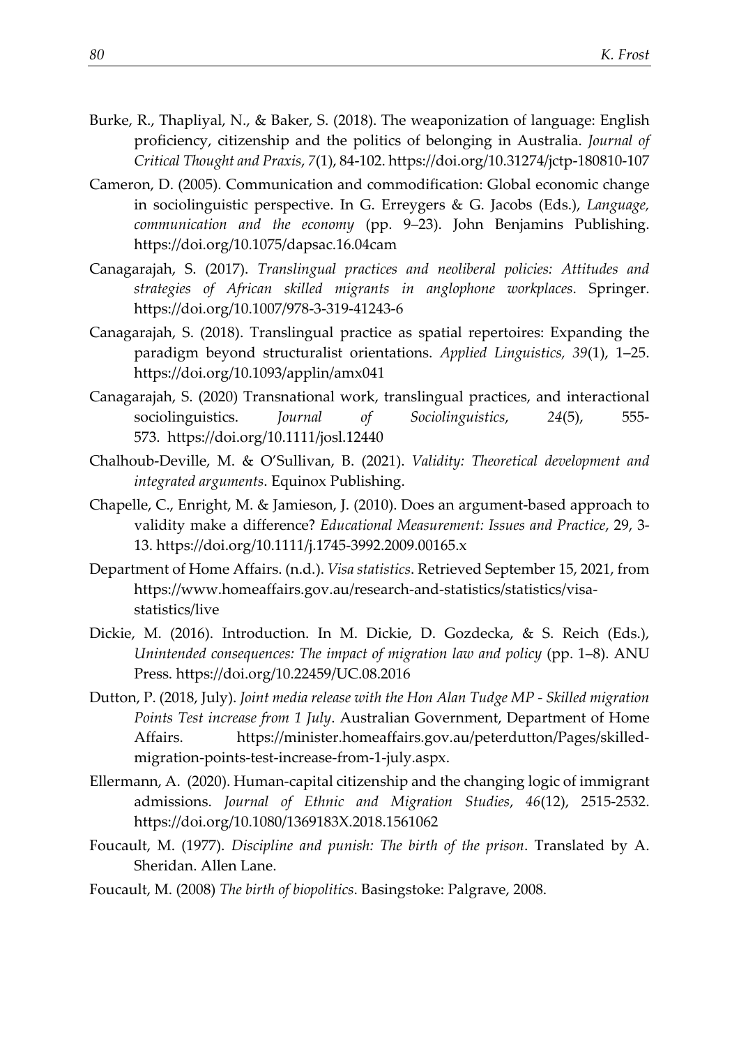Burke, R., Thapliyal, N., & Baker, S. (2018). The weaponization of language: English proficiency, citizenship and the politics of belonging in Australia. *Journal of Critical Thought and Praxis*, *7*(1), 84-102. https://doi.org/10.31274/jctp-180810-107

Cameron, D. (2005). Communication and commodification: Global economic change in sociolinguistic perspective. In G. Erreygers & G. Jacobs (Eds.), *Language, communication and the economy* (pp. 9–23). John Benjamins Publishing. https://doi.org/10.1075/dapsac.16.04cam

Canagarajah, S. (2017). *Translingual practices and neoliberal policies: Attitudes and strategies of African skilled migrants in anglophone workplaces*. Springer. https://doi.org/10.1007/978-3-319-41243-6

Canagarajah, S. (2018). Translingual practice as spatial repertoires: Expanding the paradigm beyond structuralist orientations. *Applied Linguistics, 39*(1), 1–25. https://doi.org/10.1093/applin/amx041

Canagarajah, S. (2020) Transnational work, translingual practices, and interactional sociolinguistics. *Journal of Sociolinguistics*, *24*(5), 555-573. https://doi.org/10.1111/josl.12440

Chalhoub-Deville, M. & O'Sullivan, B. (2021). *Validity: Theoretical development and integrated arguments*. Equinox Publishing.

Chapelle, C., Enright, M. & Jamieson, J. (2010). Does an argument-based approach to validity make a difference? *Educational Measurement: Issues and Practice*, 29, 3-13. https://doi.org/10.1111/j.1745-3992.2009.00165.x

Department of Home Affairs. (n.d.). *Visa statistics*. Retrieved September 15, 2021, from https://www.homeaffairs.gov.au/research-and-statistics/statistics/visa-statistics/live

Dickie, M. (2016). Introduction. In M. Dickie, D. Gozdecka, & S. Reich (Eds.), *Unintended consequences: The impact of migration law and policy* (pp. 1–8). ANU Press. https://doi.org/10.22459/UC.08.2016

Dutton, P. (2018, July). *Joint media release with the Hon Alan Tudge MP - Skilled migration Points Test increase from 1 July*. Australian Government, Department of Home Affairs. https://minister.homeaffairs.gov.au/peterdutton/Pages/skilled-migration-points-test-increase-from-1-july.aspx.

Ellermann, A. (2020). Human-capital citizenship and the changing logic of immigrant admissions. *Journal of Ethnic and Migration Studies*, *46*(12), 2515-2532. https://doi.org/10.1080/1369183X.2018.1561062

Foucault, M. (1977). *Discipline and punish: The birth of the prison*. Translated by A. Sheridan. Allen Lane.

Foucault, M. (2008) *The birth of biopolitics*. Basingstoke: Palgrave, 2008.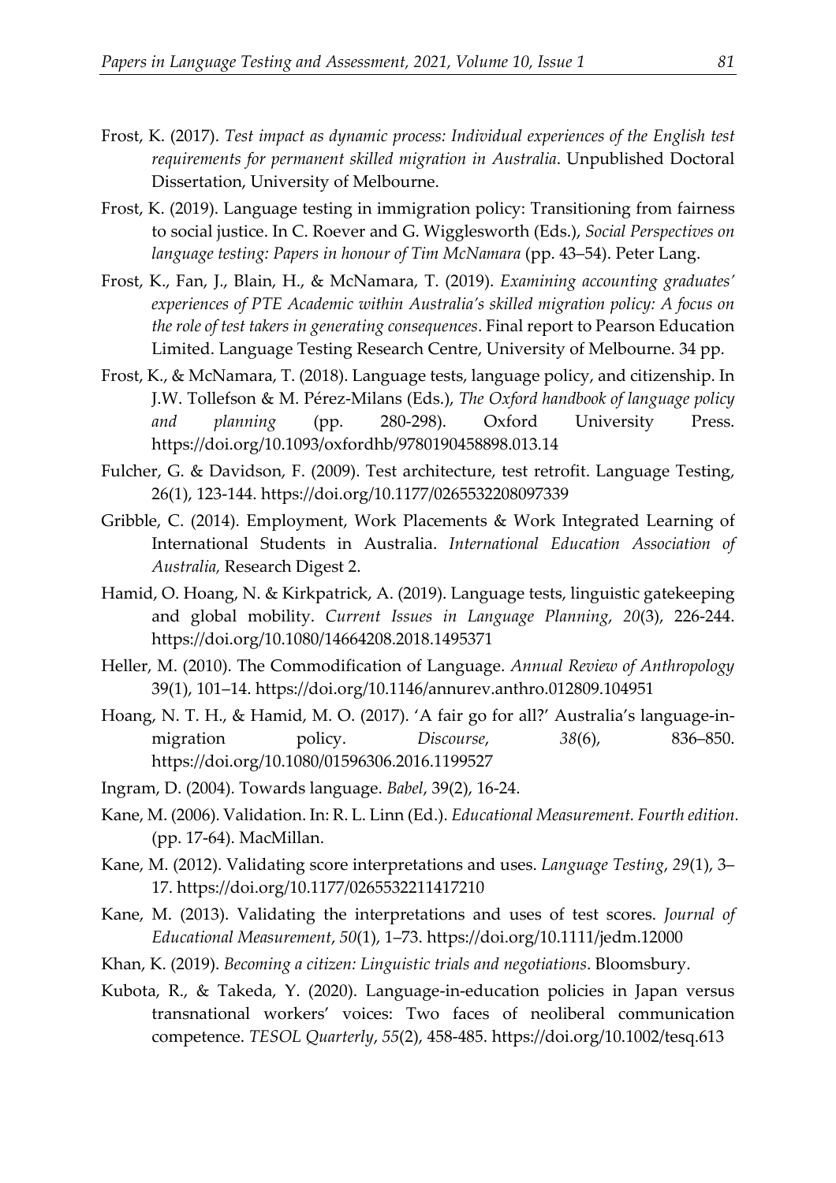Frost, K. (2017). *Test impact as dynamic process: Individual experiences of the English test requirements for permanent skilled migration in Australia*. Unpublished Doctoral Dissertation, University of Melbourne.

Frost, K. (2019). Language testing in immigration policy: Transitioning from fairness to social justice. In C. Roever and G. Wigglesworth (Eds.), *Social Perspectives on language testing: Papers in honour of Tim McNamara* (pp. 43–54). Peter Lang.

Frost, K., Fan, J., Blain, H., & McNamara, T. (2019). *Examining accounting graduates' experiences of PTE Academic within Australia's skilled migration policy: A focus on the role of test takers in generating consequences*. Final report to Pearson Education Limited. Language Testing Research Centre, University of Melbourne. 34 pp.

Frost, K., & McNamara, T. (2018). Language tests, language policy, and citizenship. In J.W. Tollefson & M. Pérez-Milans (Eds.), *The Oxford handbook of language policy and planning* (pp. 280-298). Oxford University Press. https://doi.org/10.1093/oxfordhb/9780190458898.013.14

Fulcher, G. & Davidson, F. (2009). Test architecture, test retrofit. Language Testing, 26(1), 123-144. https://doi.org/10.1177/0265532208097339

Gribble, C. (2014). Employment, Work Placements & Work Integrated Learning of International Students in Australia. *International Education Association of Australia,* Research Digest 2.

Hamid, O. Hoang, N. & Kirkpatrick, A. (2019). Language tests, linguistic gatekeeping and global mobility. *Current Issues in Language Planning*, *20*(3), 226-244. https://doi.org/10.1080/14664208.2018.1495371

Heller, M. (2010). The Commodification of Language. *Annual Review of Anthropology* 39(1), 101–14. https://doi.org/10.1146/annurev.anthro.012809.104951

Hoang, N. T. H., & Hamid, M. O. (2017). 'A fair go for all?' Australia's language-in-migration policy. *Discourse*, *38*(6), 836–850. https://doi.org/10.1080/01596306.2016.1199527

Ingram, D. (2004). Towards language. *Babel*, 39(2), 16-24.

Kane, M. (2006). Validation. In: R. L. Linn (Ed.). *Educational Measurement. Fourth edition.* (pp. 17-64). MacMillan.

Kane, M. (2012). Validating score interpretations and uses. *Language Testing*, *29*(1), 3–17. https://doi.org/10.1177/0265532211417210

Kane, M. (2013). Validating the interpretations and uses of test scores. *Journal of Educational Measurement*, *50*(1), 1–73. https://doi.org/10.1111/jedm.12000

Khan, K. (2019). *Becoming a citizen: Linguistic trials and negotiations*. Bloomsbury.

Kubota, R., & Takeda, Y. (2020). Language-in-education policies in Japan versus transnational workers' voices: Two faces of neoliberal communication competence. *TESOL Quarterly*, *55*(2), 458-485. https://doi.org/10.1002/tesq.613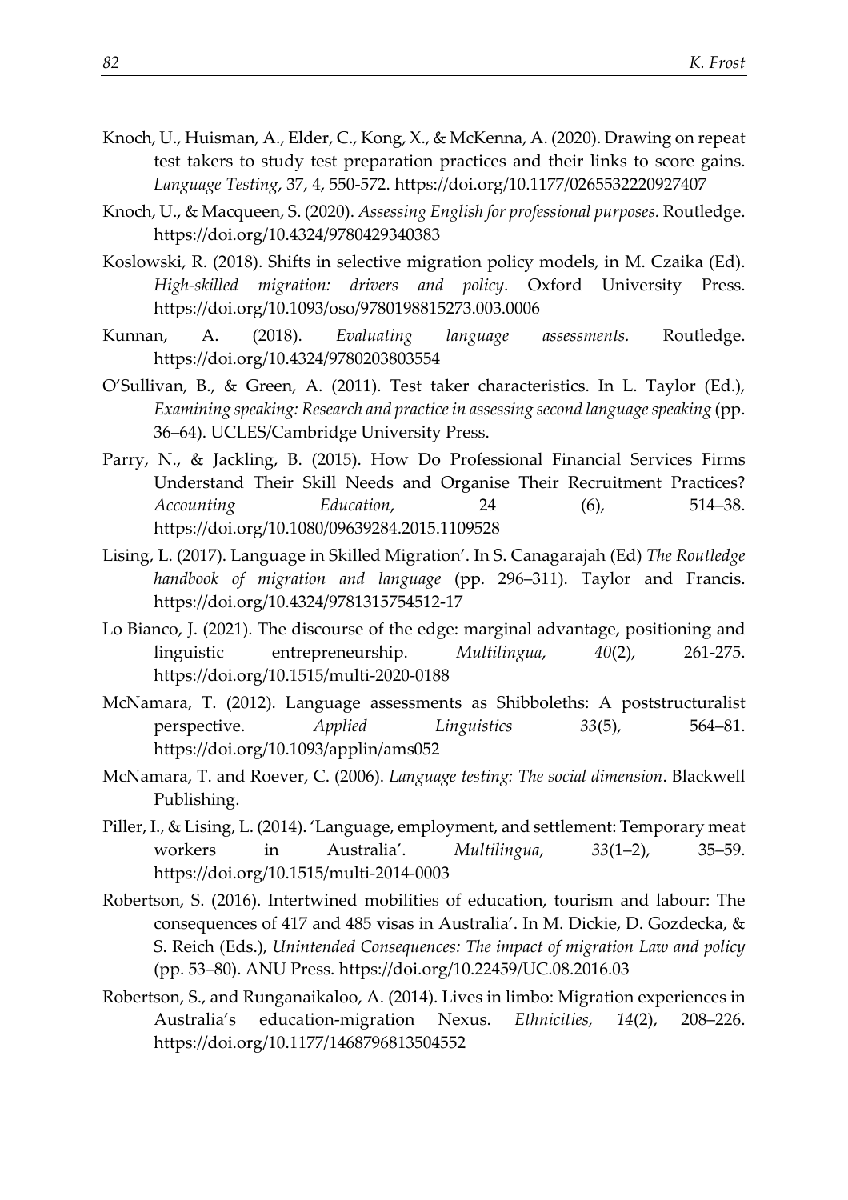Knoch, U., Huisman, A., Elder, C., Kong, X., & McKenna, A. (2020). Drawing on repeat test takers to study test preparation practices and their links to score gains. *Language Testing*, 37, 4, 550-572. https://doi.org/10.1177/0265532220927407

Knoch, U., & Macqueen, S. (2020). *Assessing English for professional purposes.* Routledge. https://doi.org/10.4324/9780429340383

Koslowski, R. (2018). Shifts in selective migration policy models, in M. Czaika (Ed). *High-skilled migration: drivers and policy*. Oxford University Press. https://doi.org/10.1093/oso/9780198815273.003.0006

Kunnan, A. (2018). *Evaluating language assessments.* Routledge. https://doi.org/10.4324/9780203803554

O'Sullivan, B., & Green, A. (2011). Test taker characteristics. In L. Taylor (Ed.), *Examining speaking: Research and practice in assessing second language speaking* (pp. 36–64). UCLES/Cambridge University Press.

Parry, N., & Jackling, B. (2015). How Do Professional Financial Services Firms Understand Their Skill Needs and Organise Their Recruitment Practices? *Accounting Education*, 24 (6), 514–38. https://doi.org/10.1080/09639284.2015.1109528

Lising, L. (2017). Language in Skilled Migration'. In S. Canagarajah (Ed) *The Routledge handbook of migration and language* (pp. 296–311). Taylor and Francis. https://doi.org/10.4324/9781315754512-17

Lo Bianco, J. (2021). The discourse of the edge: marginal advantage, positioning and linguistic entrepreneurship. *Multilingua*, *40*(2), 261-275. https://doi.org/10.1515/multi-2020-0188

McNamara, T. (2012). Language assessments as Shibboleths: A poststructuralist perspective. *Applied Linguistics* *33*(5), 564–81. https://doi.org/10.1093/applin/ams052

McNamara, T. and Roever, C. (2006). *Language testing: The social dimension*. Blackwell Publishing.

Piller, I., & Lising, L. (2014). 'Language, employment, and settlement: Temporary meat workers in Australia'. *Multilingua*, *33*(1–2), 35–59. https://doi.org/10.1515/multi-2014-0003

Robertson, S. (2016). Intertwined mobilities of education, tourism and labour: The consequences of 417 and 485 visas in Australia'. In M. Dickie, D. Gozdecka, & S. Reich (Eds.), *Unintended Consequences: The impact of migration Law and policy* (pp. 53–80). ANU Press. https://doi.org/10.22459/UC.08.2016.03

Robertson, S., and Runganaikaloo, A. (2014). Lives in limbo: Migration experiences in Australia's education-migration Nexus. *Ethnicities,* *14*(2), 208–226. https://doi.org/10.1177/1468796813504552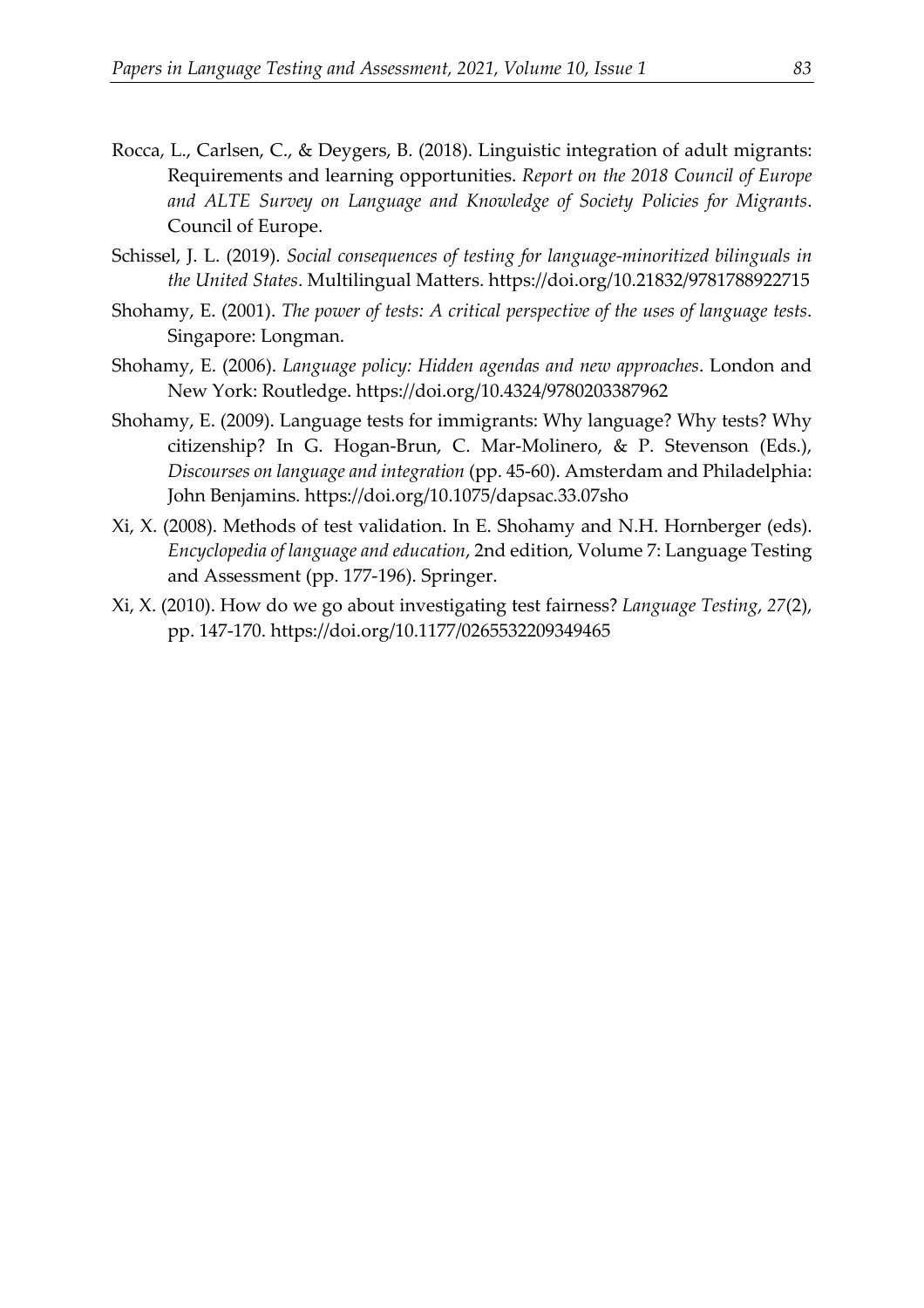Rocca, L., Carlsen, C., & Deygers, B. (2018). Linguistic integration of adult migrants: Requirements and learning opportunities. *Report on the 2018 Council of Europe and ALTE Survey on Language and Knowledge of Society Policies for Migrants*. Council of Europe.

Schissel, J. L. (2019). *Social consequences of testing for language-minoritized bilinguals in the United States*. Multilingual Matters. https://doi.org/10.21832/9781788922715

Shohamy, E. (2001). *The power of tests: A critical perspective of the uses of language tests*. Singapore: Longman.

Shohamy, E. (2006). *Language policy: Hidden agendas and new approaches*. London and New York: Routledge. https://doi.org/10.4324/9780203387962

Shohamy, E. (2009). Language tests for immigrants: Why language? Why tests? Why citizenship? In G. Hogan-Brun, C. Mar-Molinero, & P. Stevenson (Eds.), *Discourses on language and integration* (pp. 45-60). Amsterdam and Philadelphia: John Benjamins. https://doi.org/10.1075/dapsac.33.07sho

Xi, X. (2008). Methods of test validation. In E. Shohamy and N.H. Hornberger (eds). *Encyclopedia of language and education*, 2nd edition, Volume 7: Language Testing and Assessment (pp. 177-196). Springer.

Xi, X. (2010). How do we go about investigating test fairness? *Language Testing*, *27*(2), pp. 147-170. https://doi.org/10.1177/0265532209349465